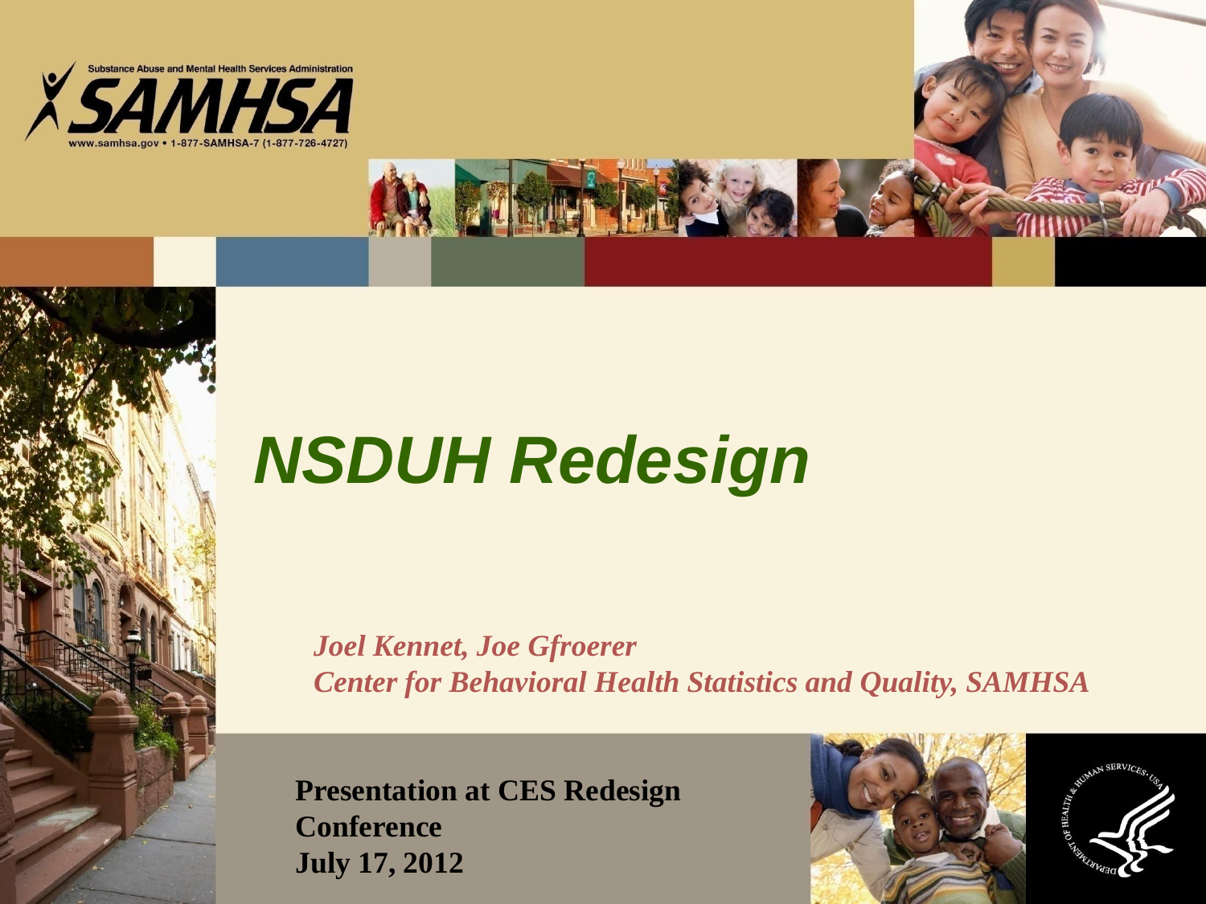Substance Abuse and Mental Health Services Administration

SAMHSA

www.samhsa.gov • 1-877-SAMHSA-7 (1-877-726-4727)

# NSDUH Redesign

*Joel Kennet, Joe Gfroerer*
*Center for Behavioral Health Statistics and Quality, SAMHSA*

**Presentation at CES Redesign Conference**
**July 17, 2012**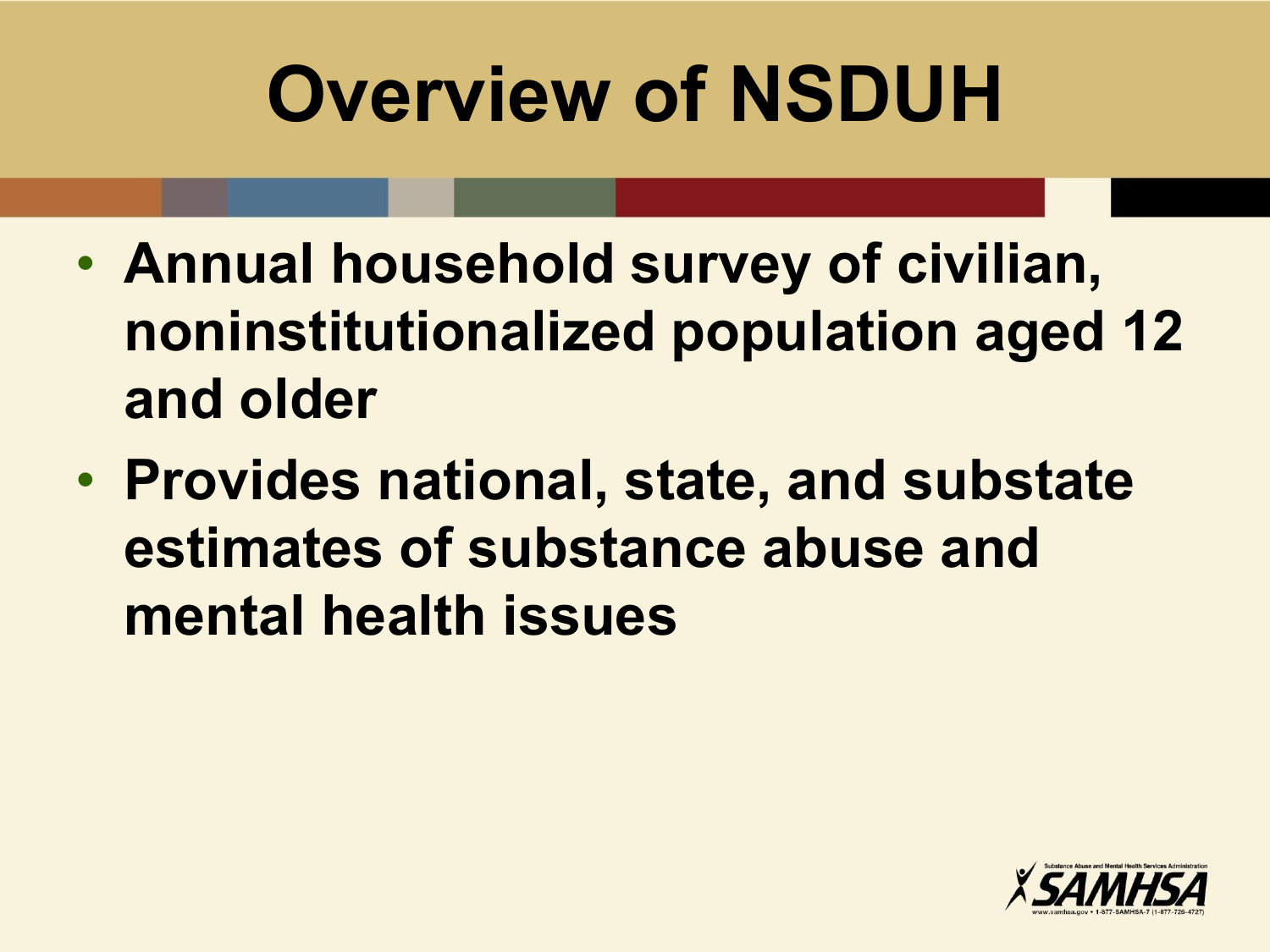# Overview of NSDUH

- **Annual household survey of civilian, noninstitutionalized population aged 12 and older**
- **Provides national, state, and substate estimates of substance abuse and mental health issues**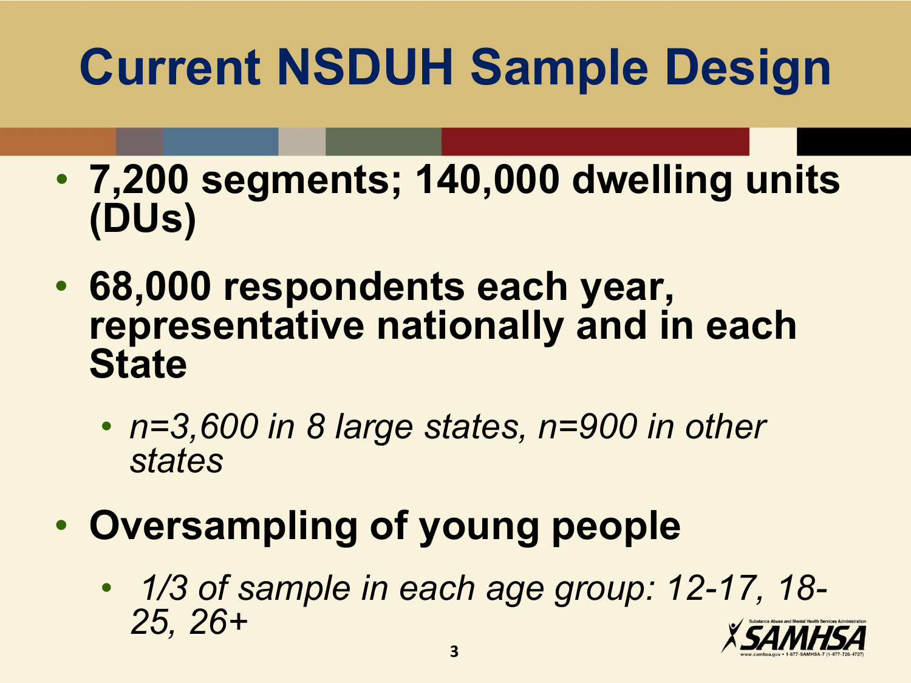# Current NSDUH Sample Design

- **7,200 segments; 140,000 dwelling units (DUs)**
- **68,000 respondents each year, representative nationally and in each State**
  - *n=3,600 in 8 large states, n=900 in other states*
- **Oversampling of young people**
  - *1/3 of sample in each age group: 12-17, 18-25, 26+*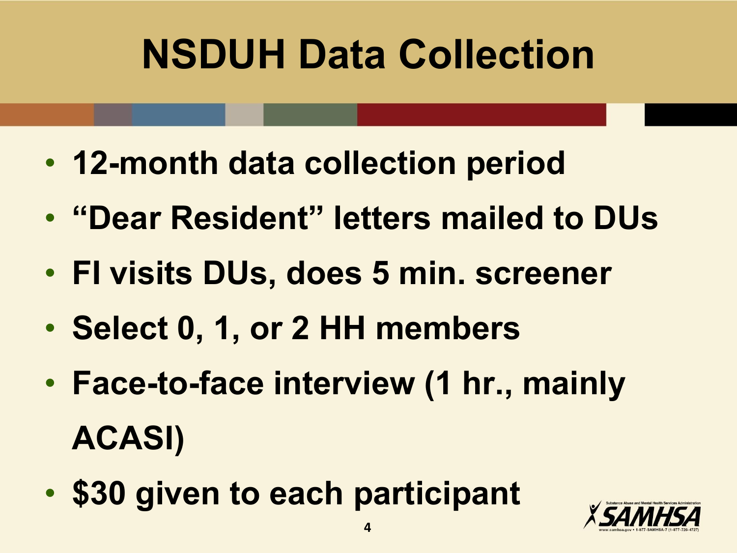# NSDUH Data Collection

- 12-month data collection period
- "Dear Resident" letters mailed to DUs
- FI visits DUs, does 5 min. screener
- Select 0, 1, or 2 HH members
- Face-to-face interview (1 hr., mainly ACASI)
- $30 given to each participant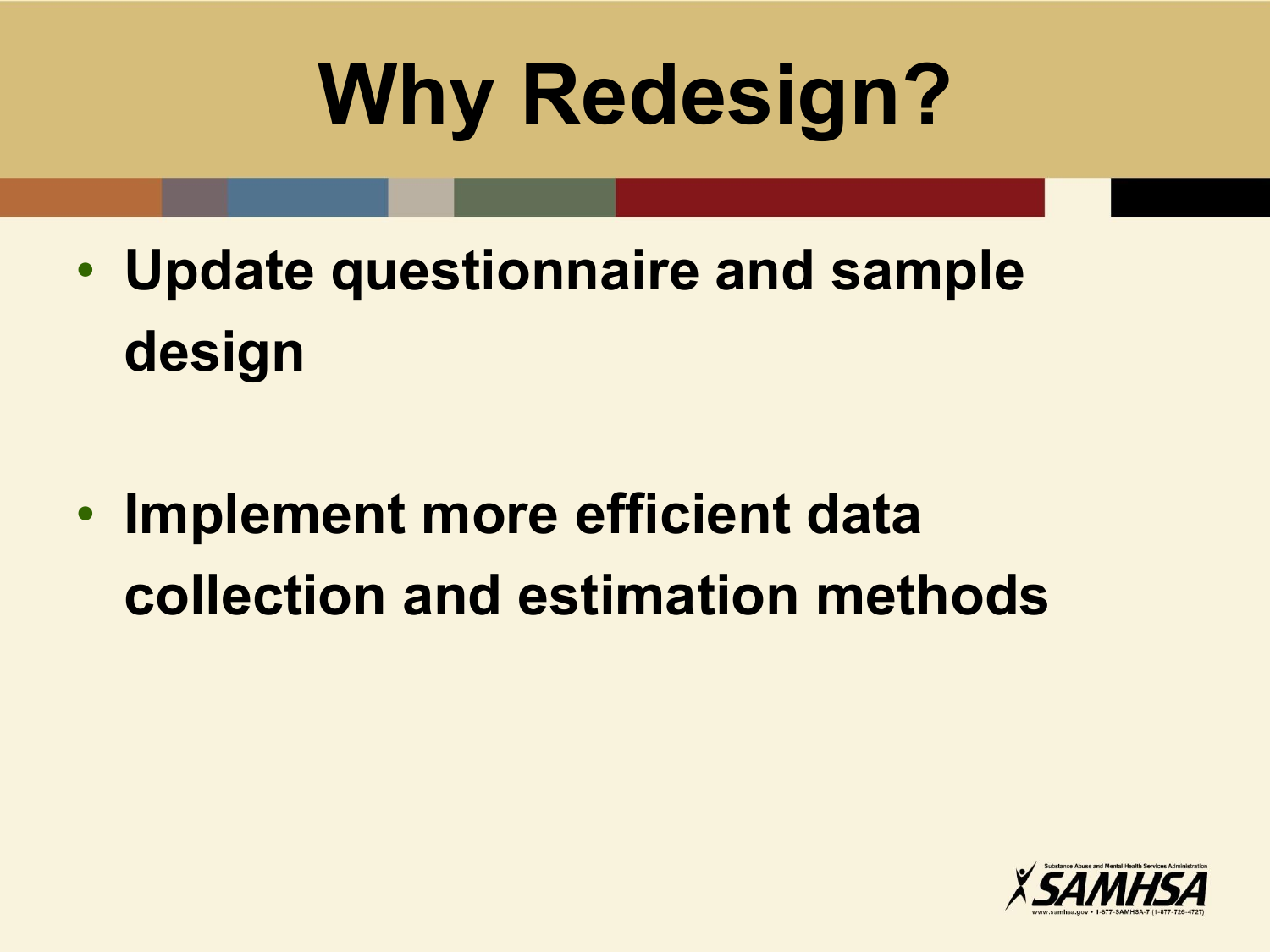# Why Redesign?

- **Update questionnaire and sample design**
- **Implement more efficient data collection and estimation methods**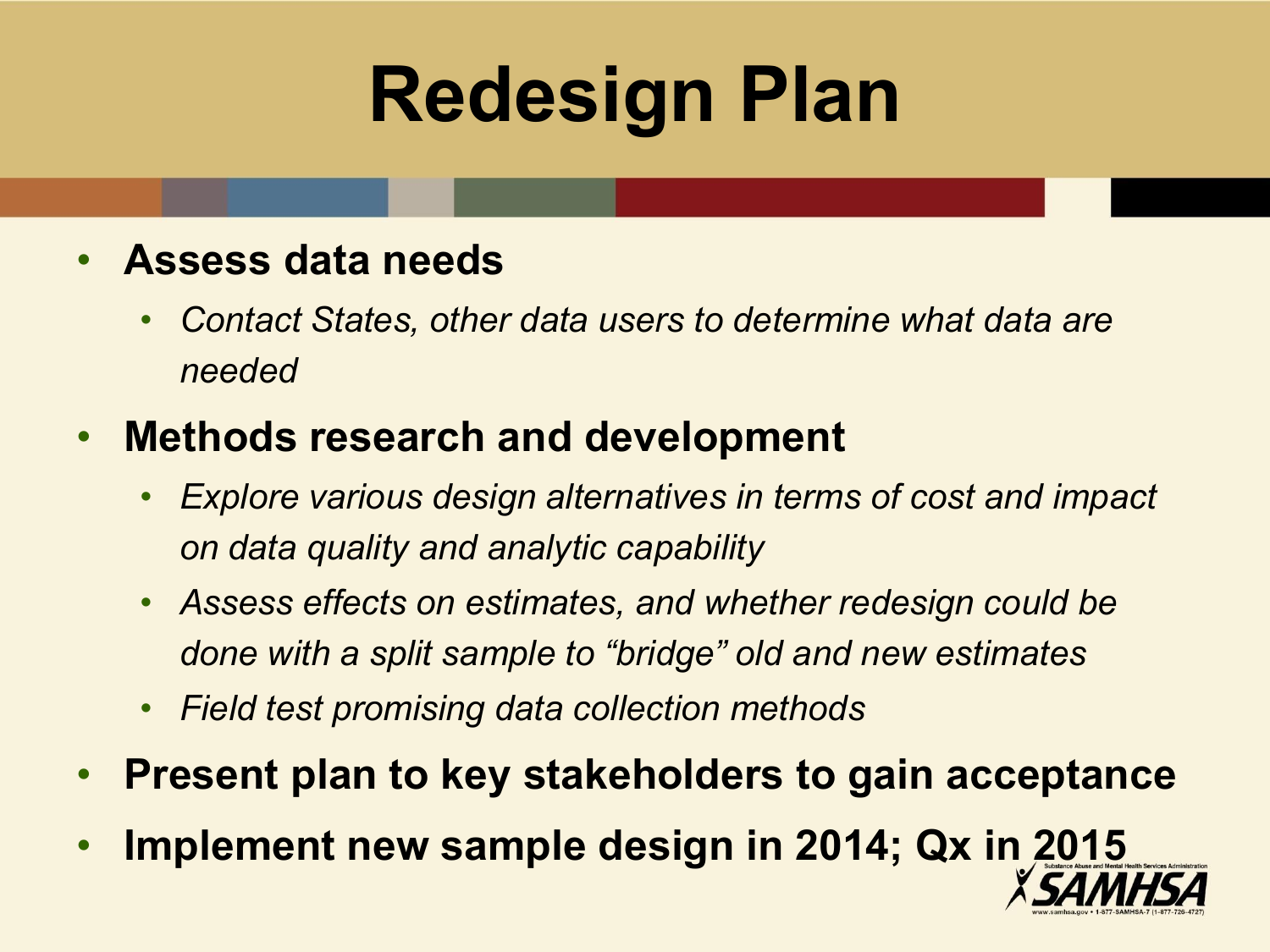# Redesign Plan

- **Assess data needs**
  - *Contact States, other data users to determine what data are needed*
- **Methods research and development**
  - *Explore various design alternatives in terms of cost and impact on data quality and analytic capability*
  - *Assess effects on estimates, and whether redesign could be done with a split sample to “bridge” old and new estimates*
  - *Field test promising data collection methods*
- **Present plan to key stakeholders to gain acceptance**
- **Implement new sample design in 2014; Qx in 2015**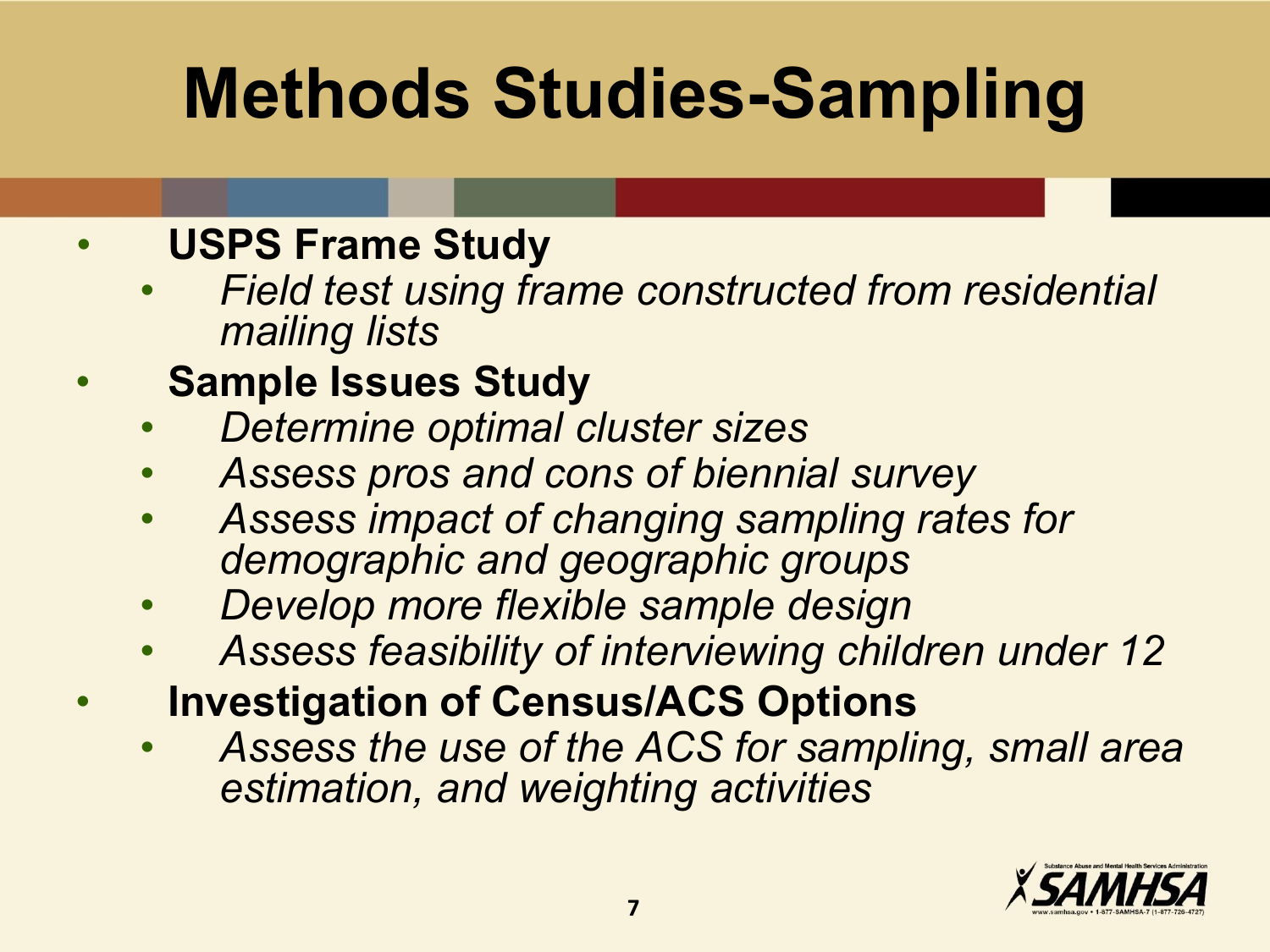# Methods Studies-Sampling

- **USPS Frame Study**
  - *Field test using frame constructed from residential mailing lists*
- **Sample Issues Study**
  - *Determine optimal cluster sizes*
  - *Assess pros and cons of biennial survey*
  - *Assess impact of changing sampling rates for demographic and geographic groups*
  - *Develop more flexible sample design*
  - *Assess feasibility of interviewing children under 12*
- **Investigation of Census/ACS Options**
  - *Assess the use of the ACS for sampling, small area estimation, and weighting activities*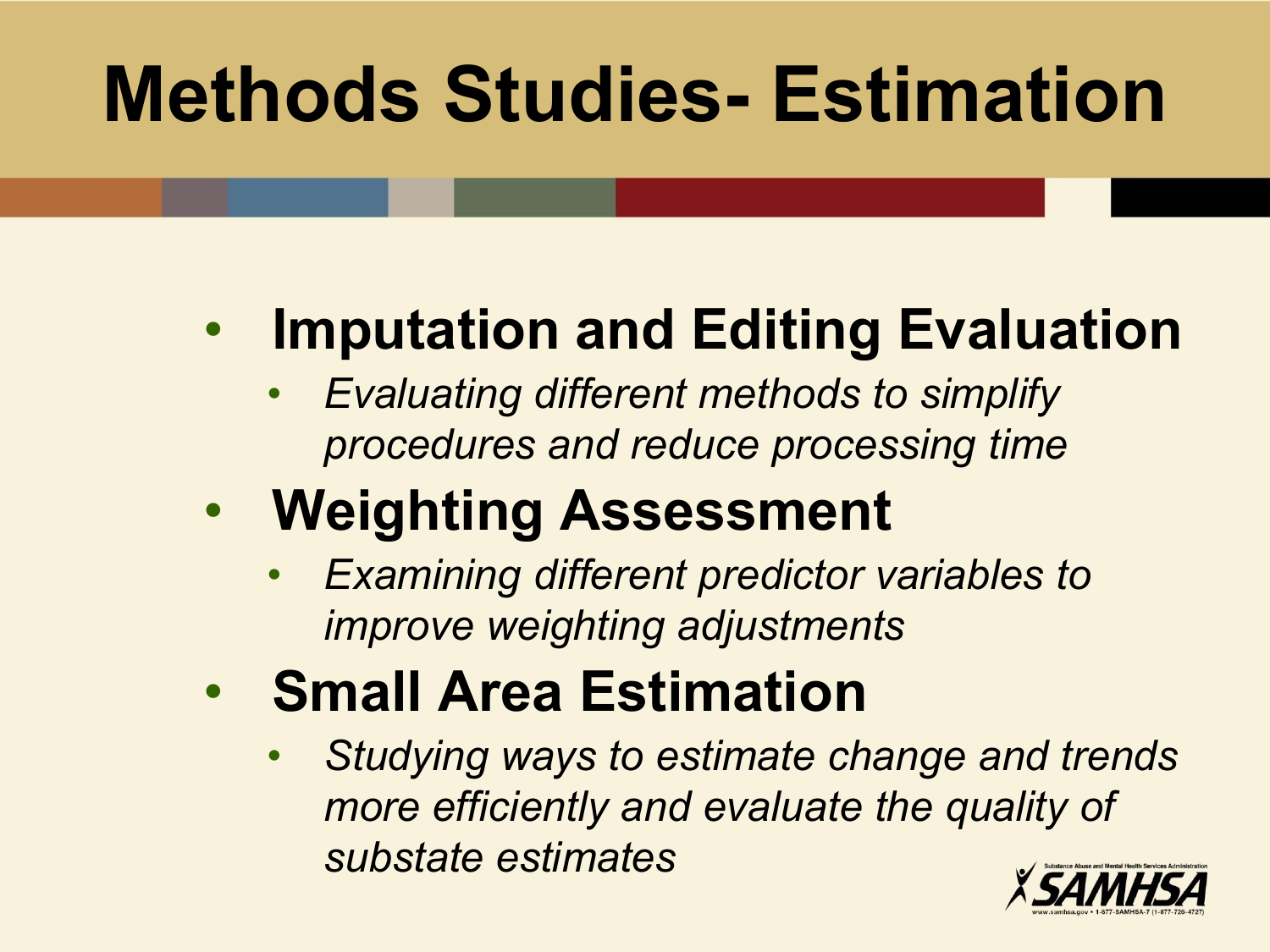# Methods Studies- Estimation

- **Imputation and Editing Evaluation**
  - *Evaluating different methods to simplify procedures and reduce processing time*
- **Weighting Assessment**
  - *Examining different predictor variables to improve weighting adjustments*
- **Small Area Estimation**
  - *Studying ways to estimate change and trends more efficiently and evaluate the quality of substate estimates*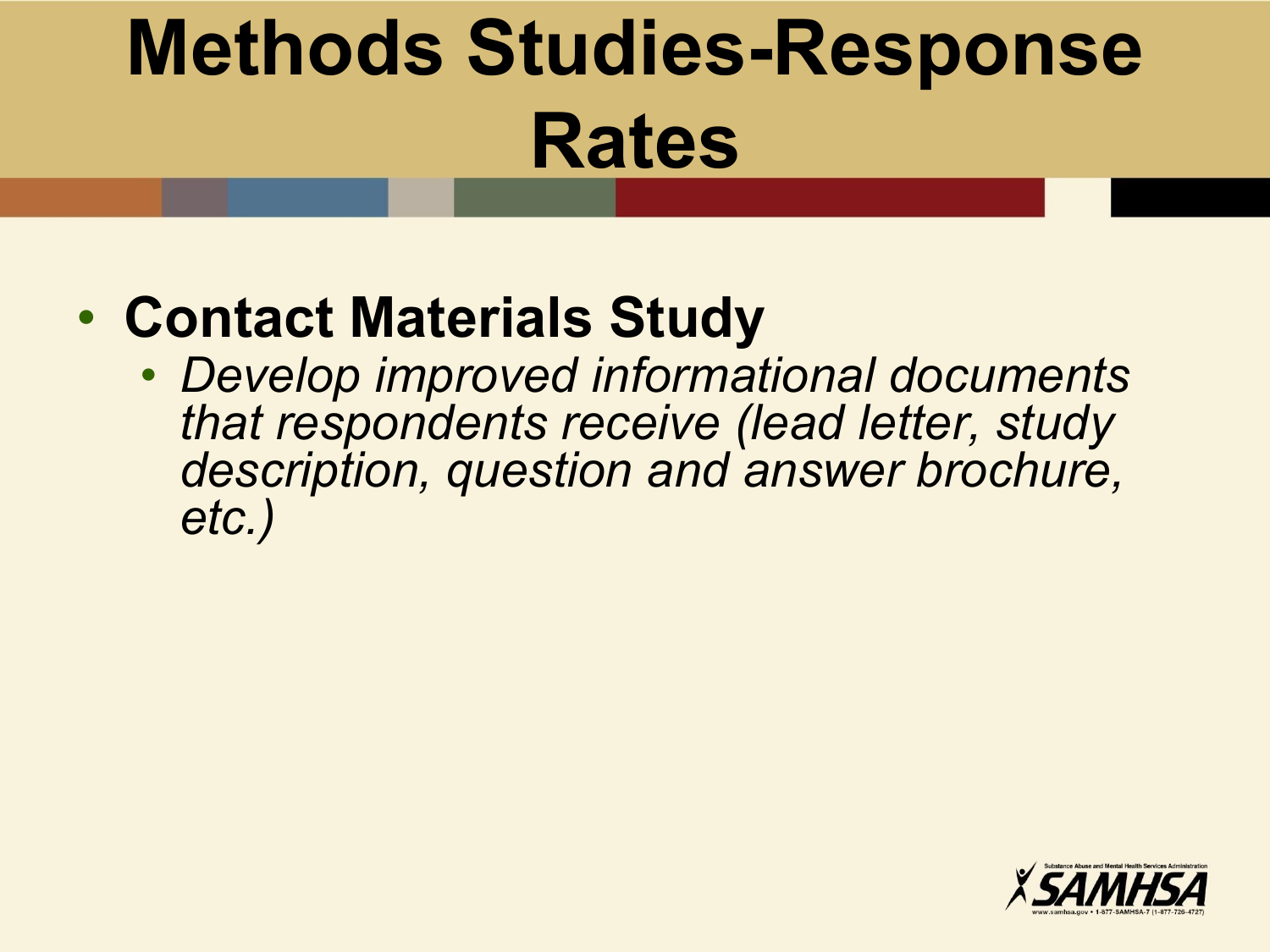# Methods Studies-Response Rates

- **Contact Materials Study**
  - *Develop improved informational documents that respondents receive (lead letter, study description, question and answer brochure, etc.)*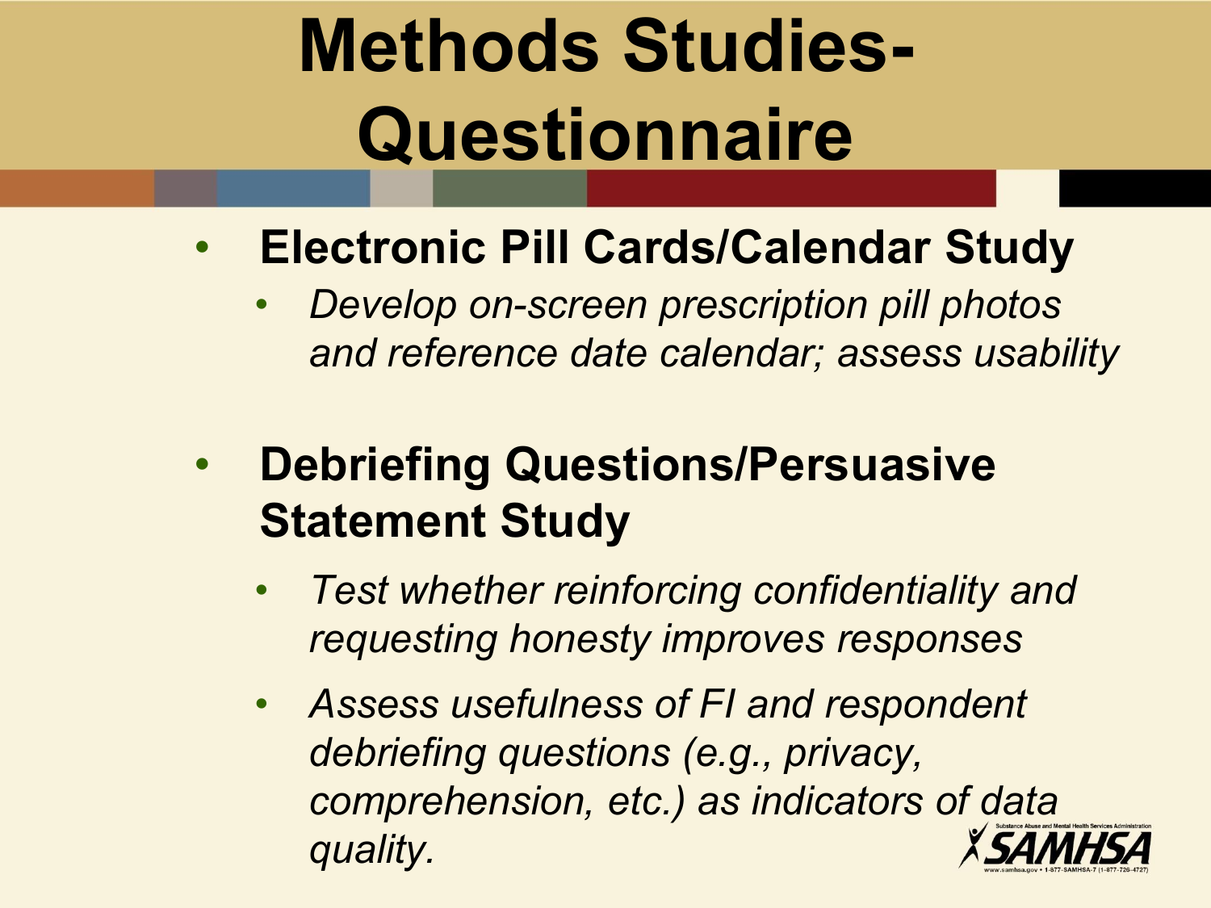# Methods Studies-Questionnaire

- **Electronic Pill Cards/Calendar Study**
  - *Develop on-screen prescription pill photos and reference date calendar; assess usability*

- **Debriefing Questions/Persuasive Statement Study**
  - *Test whether reinforcing confidentiality and requesting honesty improves responses*
  - *Assess usefulness of FI and respondent debriefing questions (e.g., privacy, comprehension, etc.) as indicators of data quality.*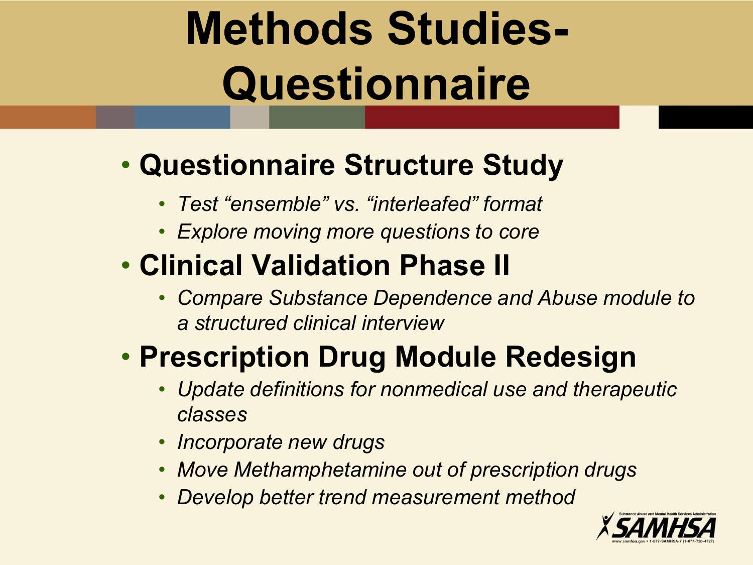# Methods Studies-Questionnaire

- **Questionnaire Structure Study**
  - *Test “ensemble” vs. “interleafed” format*
  - *Explore moving more questions to core*
- **Clinical Validation Phase II**
  - *Compare Substance Dependence and Abuse module to a structured clinical interview*
- **Prescription Drug Module Redesign**
  - *Update definitions for nonmedical use and therapeutic classes*
  - *Incorporate new drugs*
  - *Move Methamphetamine out of prescription drugs*
  - *Develop better trend measurement method*

Substance Abuse and Mental Health Services Administration
SAMHSA
www.samhsa.gov • 1-877-SAMHSA-7 (1-877-726-4727)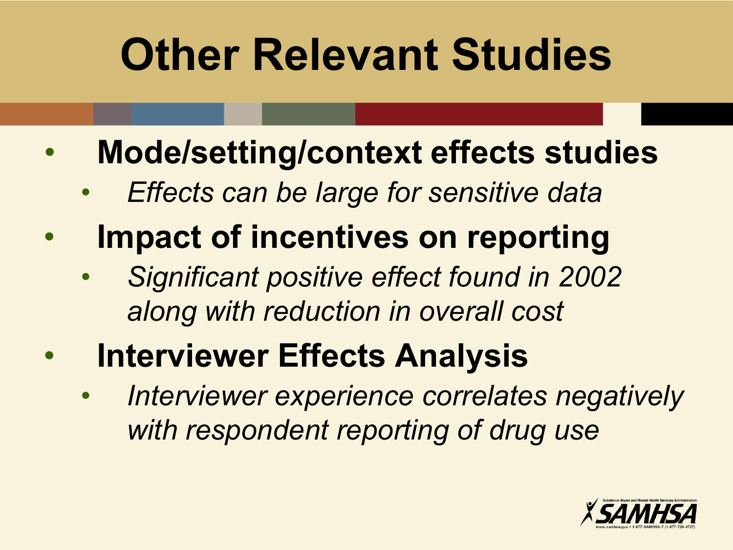# Other Relevant Studies

- **Mode/setting/context effects studies**
  - *Effects can be large for sensitive data*
- **Impact of incentives on reporting**
  - *Significant positive effect found in 2002 along with reduction in overall cost*
- **Interviewer Effects Analysis**
  - *Interviewer experience correlates negatively with respondent reporting of drug use*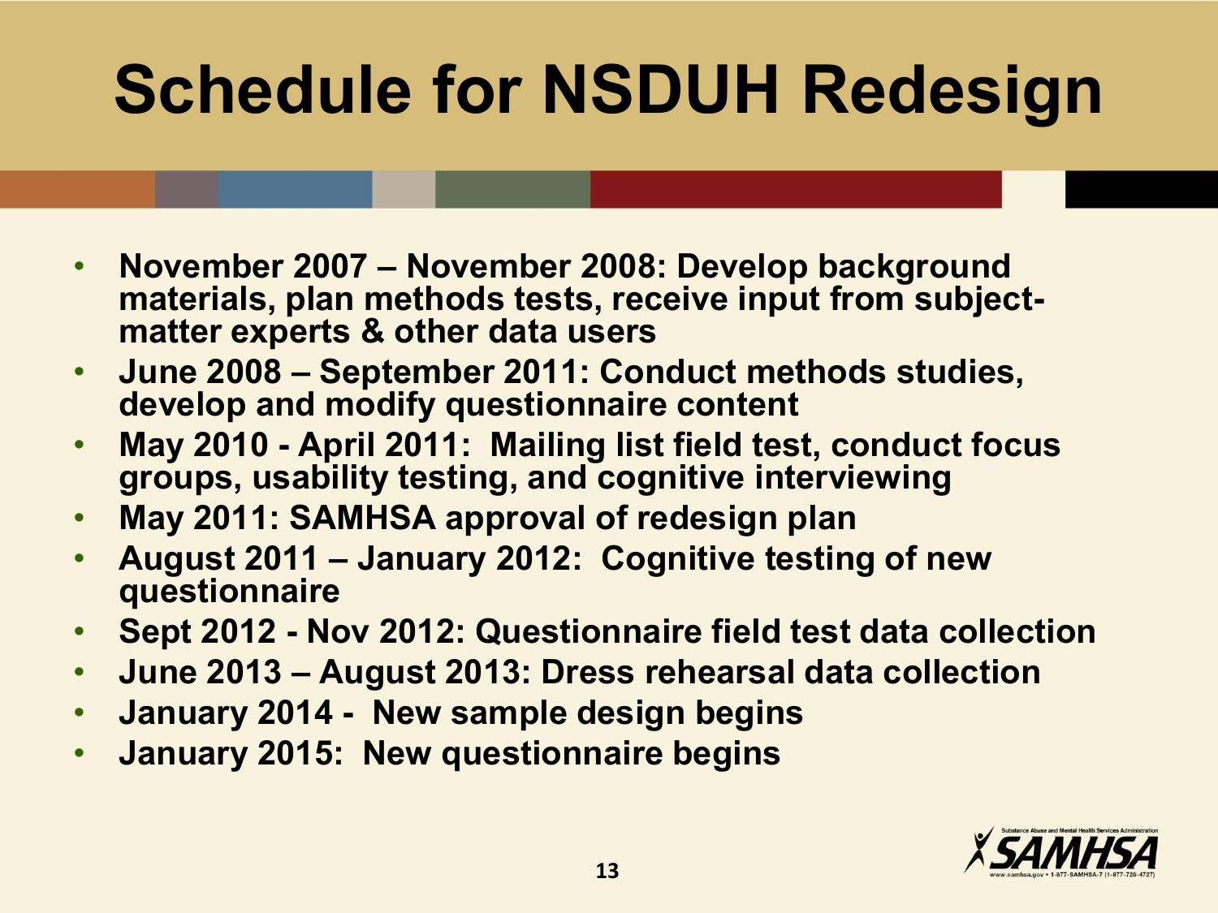# Schedule for NSDUH Redesign

- **November 2007 – November 2008: Develop background materials, plan methods tests, receive input from subject-matter experts & other data users**
- **June 2008 – September 2011: Conduct methods studies, develop and modify questionnaire content**
- **May 2010 - April 2011: Mailing list field test, conduct focus groups, usability testing, and cognitive interviewing**
- **May 2011: SAMHSA approval of redesign plan**
- **August 2011 – January 2012: Cognitive testing of new questionnaire**
- **Sept 2012 - Nov 2012: Questionnaire field test data collection**
- **June 2013 – August 2013: Dress rehearsal data collection**
- **January 2014 - New sample design begins**
- **January 2015: New questionnaire begins**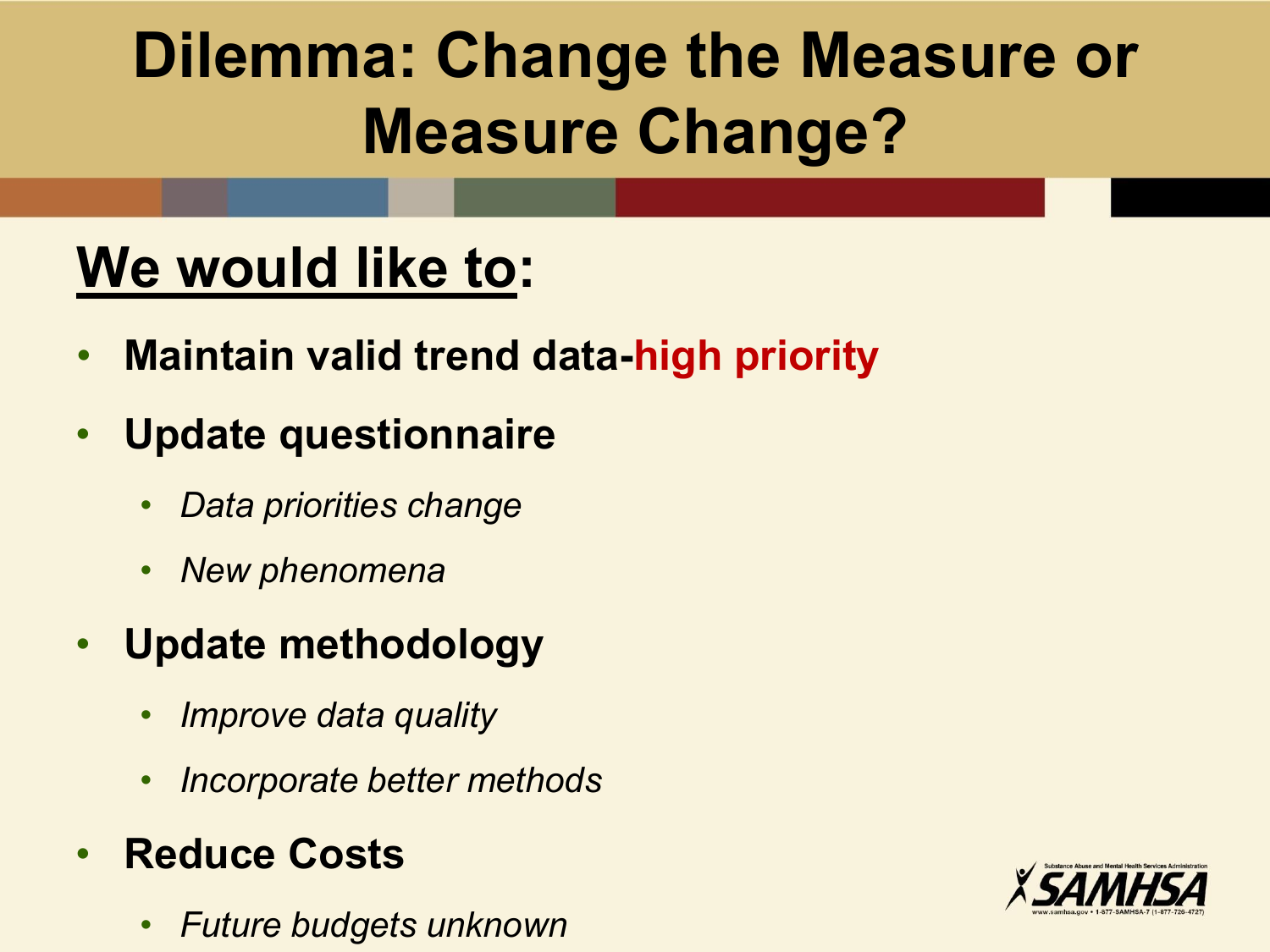# Dilemma: Change the Measure or Measure Change?

**We would like to:**

- **Maintain valid trend data-high priority**
- **Update questionnaire**
  - *Data priorities change*
  - *New phenomena*
- **Update methodology**
  - *Improve data quality*
  - *Incorporate better methods*
- **Reduce Costs**
  - *Future budgets unknown*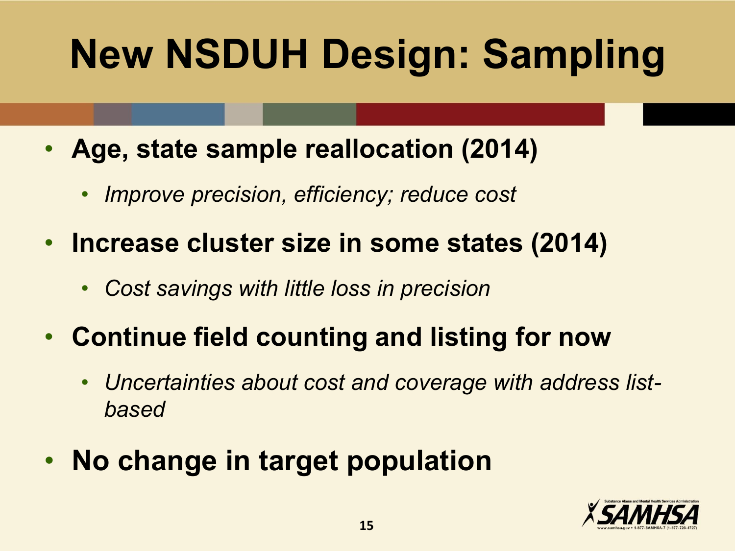# New NSDUH Design: Sampling

- **Age, state sample reallocation (2014)**
  - *Improve precision, efficiency; reduce cost*
- **Increase cluster size in some states (2014)**
  - *Cost savings with little loss in precision*
- **Continue field counting and listing for now**
  - *Uncertainties about cost and coverage with address list-based*
- **No change in target population**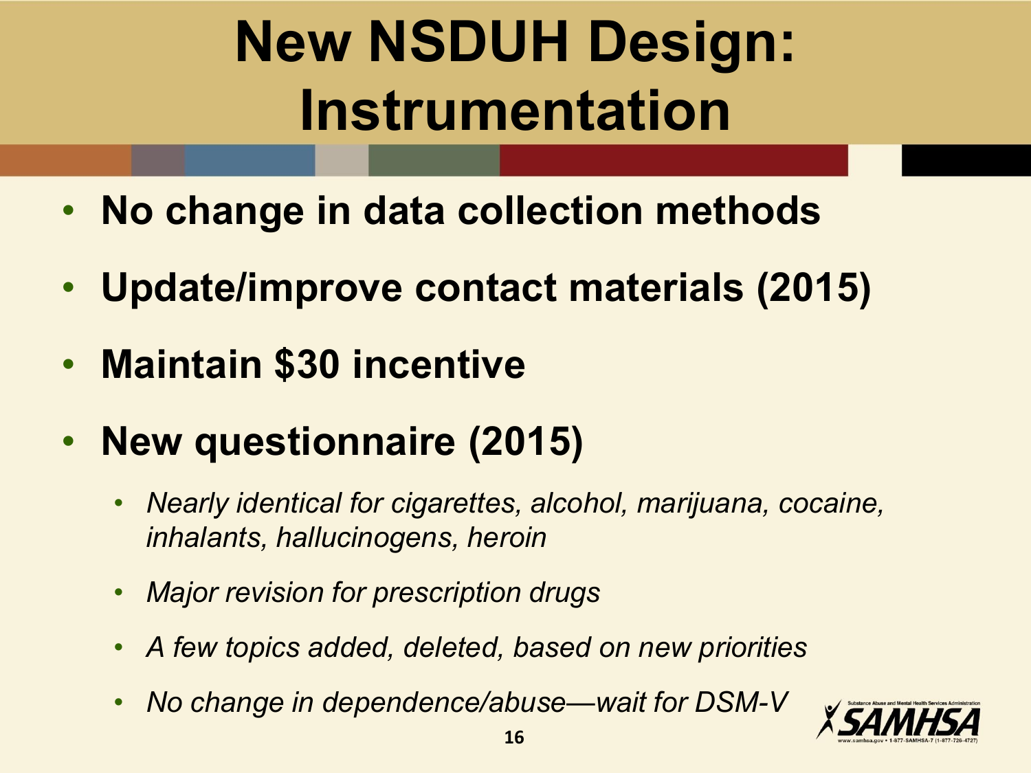# New NSDUH Design: Instrumentation

- **No change in data collection methods**
- **Update/improve contact materials (2015)**
- **Maintain $30 incentive**
- **New questionnaire (2015)**
  - *Nearly identical for cigarettes, alcohol, marijuana, cocaine, inhalants, hallucinogens, heroin*
  - *Major revision for prescription drugs*
  - *A few topics added, deleted, based on new priorities*
  - *No change in dependence/abuse—wait for DSM-V*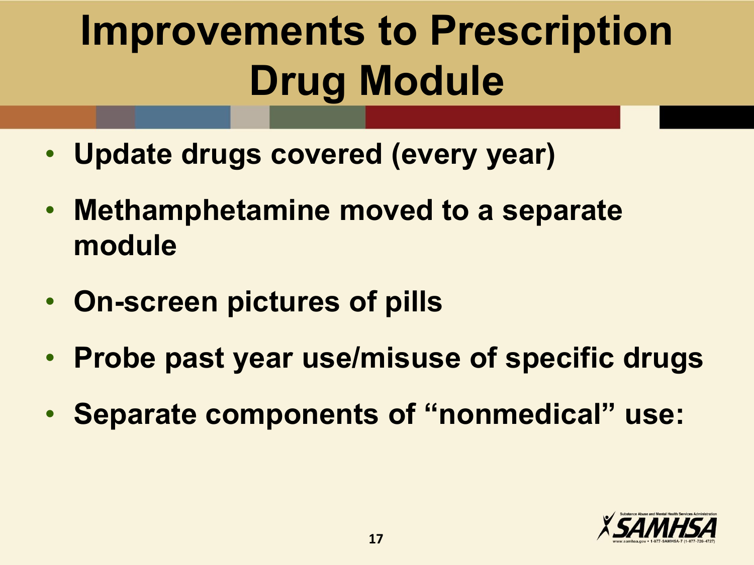# Improvements to Prescription Drug Module

- **Update drugs covered (every year)**
- **Methamphetamine moved to a separate module**
- **On-screen pictures of pills**
- **Probe past year use/misuse of specific drugs**
- **Separate components of "nonmedical" use:**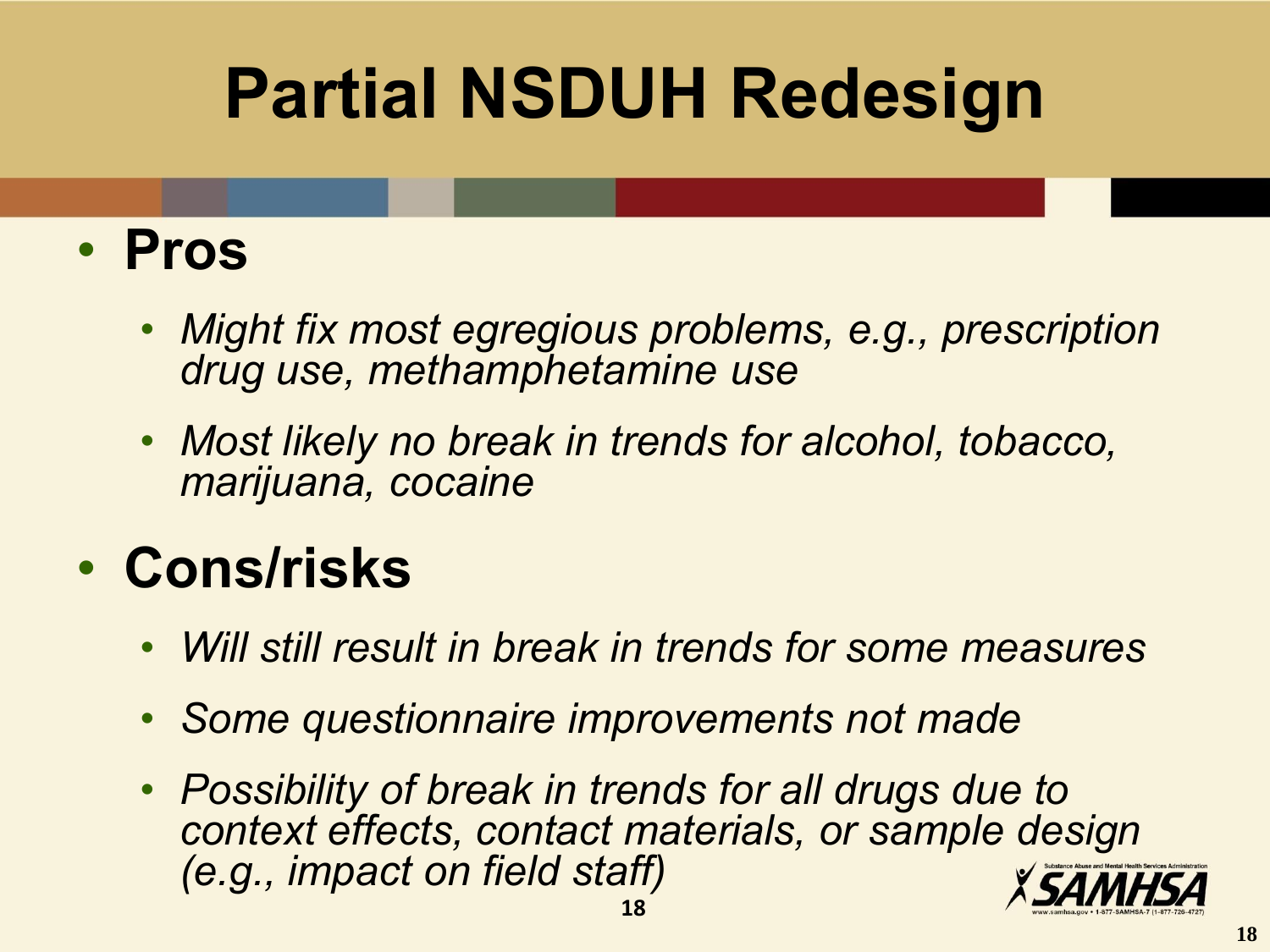# Partial NSDUH Redesign

- **Pros**
  - *Might fix most egregious problems, e.g., prescription drug use, methamphetamine use*
  - *Most likely no break in trends for alcohol, tobacco, marijuana, cocaine*
- **Cons/risks**
  - *Will still result in break in trends for some measures*
  - *Some questionnaire improvements not made*
  - *Possibility of break in trends for all drugs due to context effects, contact materials, or sample design (e.g., impact on field staff)*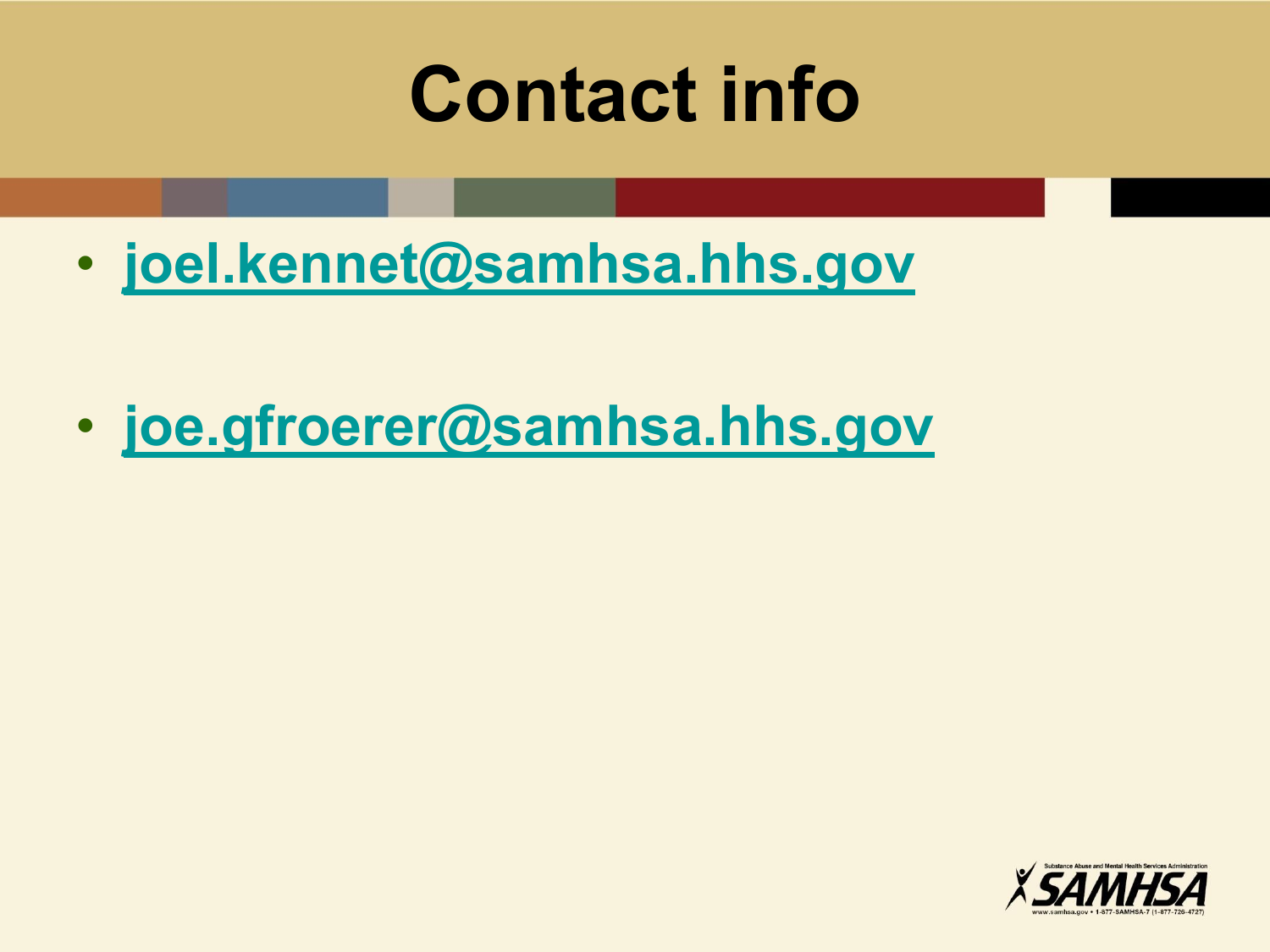# Contact info

- joel.kennet@samhsa.hhs.gov
- joe.gfroerer@samhsa.hhs.gov